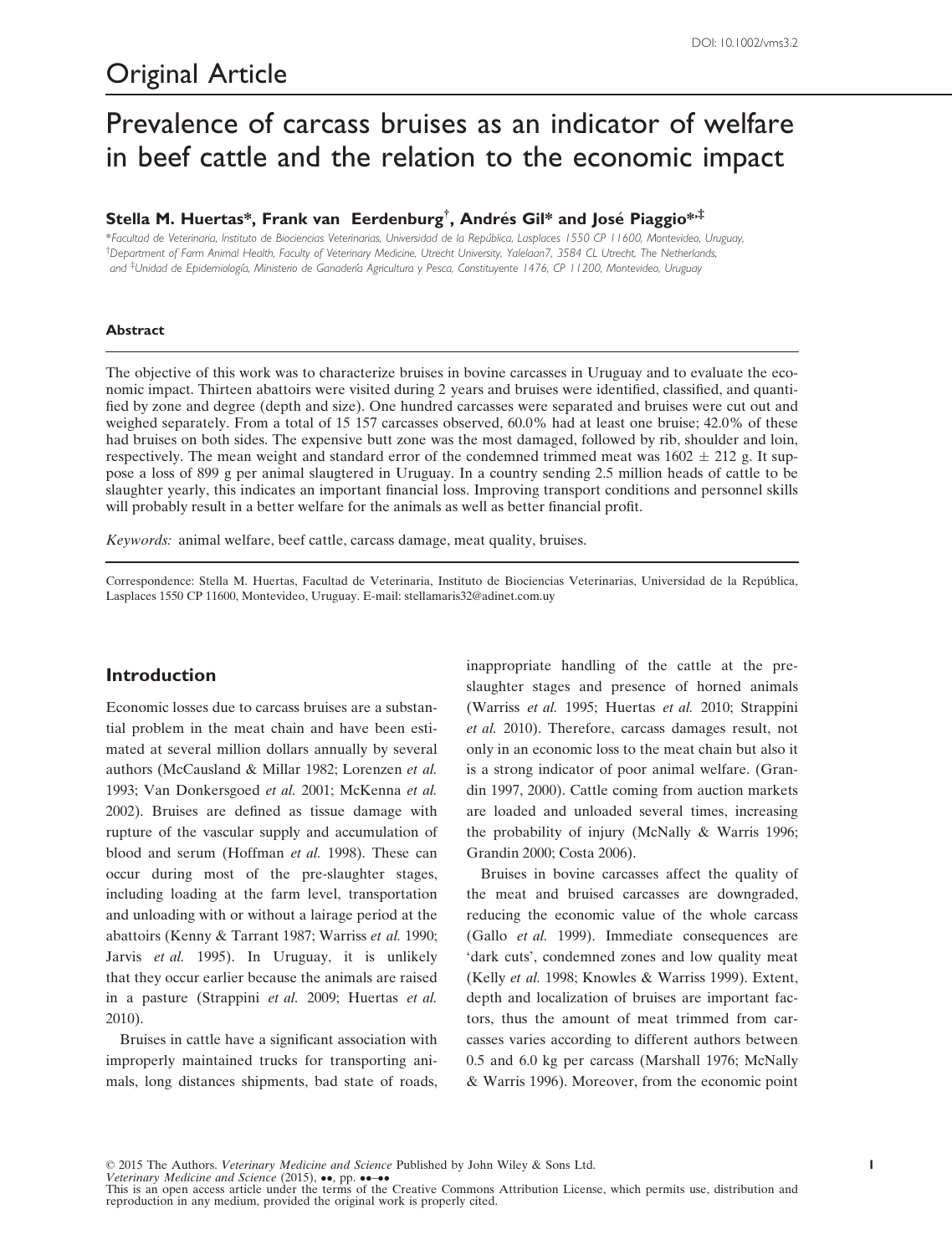DOI: 10.1002/vms3.2

Original Article

# Prevalence of carcass bruises as an indicator of welfare in beef cattle and the relation to the economic impact

**Stella M. Huertas\*, Frank van Eerdenburg†, Andrés Gil\* and José Piaggio\*,‡**

\*Facultad de Veterinaria, Instituto de Biociencias Veterinarias, Universidad de la República, Lasplaces 1550 CP 11600, Montevideo, Uruguay, †Department of Farm Animal Health, Faculty of Veterinary Medicine, Utrecht University, Yalelaan7, 3584 CL Utrecht, The Netherlands, and ‡Unidad de Epidemiología, Ministerio de Ganadería Agricultura y Pesca, Constituyente 1476, CP 11200, Montevideo, Uruguay

### Abstract

The objective of this work was to characterize bruises in bovine carcasses in Uruguay and to evaluate the economic impact. Thirteen abattoirs were visited during 2 years and bruises were identified, classified, and quantified by zone and degree (depth and size). One hundred carcasses were separated and bruises were cut out and weighed separately. From a total of 15 157 carcasses observed, 60.0% had at least one bruise; 42.0% of these had bruises on both sides. The expensive butt zone was the most damaged, followed by rib, shoulder and loin, respectively. The mean weight and standard error of the condemned trimmed meat was 1602 ± 212 g. It suppose a loss of 899 g per animal slaugtered in Uruguay. In a country sending 2.5 million heads of cattle to be slaughter yearly, this indicates an important financial loss. Improving transport conditions and personnel skills will probably result in a better welfare for the animals as well as better financial profit.

*Keywords:* animal welfare, beef cattle, carcass damage, meat quality, bruises.

Correspondence: Stella M. Huertas, Facultad de Veterinaria, Instituto de Biociencias Veterinarias, Universidad de la República, Lasplaces 1550 CP 11600, Montevideo, Uruguay. E-mail: stellamaris32@adinet.com.uy

## Introduction

Economic losses due to carcass bruises are a substantial problem in the meat chain and have been estimated at several million dollars annually by several authors (McCausland & Millar 1982; Lorenzen *et al.* 1993; Van Donkersgoed *et al.* 2001; McKenna *et al.* 2002). Bruises are defined as tissue damage with rupture of the vascular supply and accumulation of blood and serum (Hoffman *et al.* 1998). These can occur during most of the pre-slaughter stages, including loading at the farm level, transportation and unloading with or without a lairage period at the abattoirs (Kenny & Tarrant 1987; Warriss *et al.* 1990; Jarvis *et al.* 1995). In Uruguay, it is unlikely that they occur earlier because the animals are raised in a pasture (Strappini *et al.* 2009; Huertas *et al.* 2010).

Bruises in cattle have a significant association with improperly maintained trucks for transporting animals, long distances shipments, bad state of roads, inappropriate handling of the cattle at the pre-slaughter stages and presence of horned animals (Warriss *et al.* 1995; Huertas *et al.* 2010; Strappini *et al.* 2010). Therefore, carcass damages result, not only in an economic loss to the meat chain but also it is a strong indicator of poor animal welfare. (Grandin 1997, 2000). Cattle coming from auction markets are loaded and unloaded several times, increasing the probability of injury (McNally & Warris 1996; Grandin 2000; Costa 2006).

Bruises in bovine carcasses affect the quality of the meat and bruised carcasses are downgraded, reducing the economic value of the whole carcass (Gallo *et al.* 1999). Immediate consequences are 'dark cuts', condemned zones and low quality meat (Kelly *et al.* 1998; Knowles & Warriss 1999). Extent, depth and localization of bruises are important factors, thus the amount of meat trimmed from carcasses varies according to different authors between 0.5 and 6.0 kg per carcass (Marshall 1976; McNally & Warris 1996). Moreover, from the economic point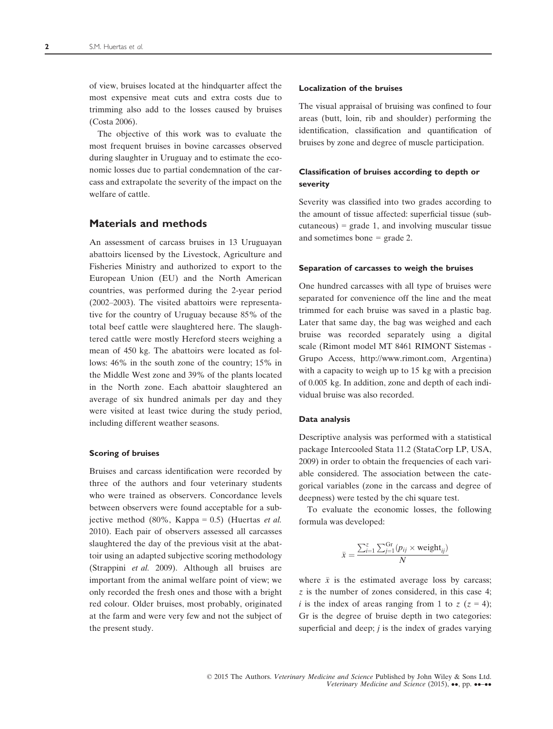of view, bruises located at the hindquarter affect the most expensive meat cuts and extra costs due to trimming also add to the losses caused by bruises (Costa 2006).

The objective of this work was to evaluate the most frequent bruises in bovine carcasses observed during slaughter in Uruguay and to estimate the economic losses due to partial condemnation of the carcass and extrapolate the severity of the impact on the welfare of cattle.

## Materials and methods

An assessment of carcass bruises in 13 Uruguayan abattoirs licensed by the Livestock, Agriculture and Fisheries Ministry and authorized to export to the European Union (EU) and the North American countries, was performed during the 2-year period (2002–2003). The visited abattoirs were representative for the country of Uruguay because 85% of the total beef cattle were slaughtered here. The slaughtered cattle were mostly Hereford steers weighing a mean of 450 kg. The abattoirs were located as follows: 46% in the south zone of the country; 15% in the Middle West zone and 39% of the plants located in the North zone. Each abattoir slaughtered an average of six hundred animals per day and they were visited at least twice during the study period, including different weather seasons.

### Scoring of bruises

Bruises and carcass identification were recorded by three of the authors and four veterinary students who were trained as observers. Concordance levels between observers were found acceptable for a subjective method (80%, Kappa = 0.5) (Huertas *et al.* 2010). Each pair of observers assessed all carcasses slaughtered the day of the previous visit at the abattoir using an adapted subjective scoring methodology (Strappini *et al.* 2009). Although all bruises are important from the animal welfare point of view; we only recorded the fresh ones and those with a bright red colour. Older bruises, most probably, originated at the farm and were very few and not the subject of the present study.

### Localization of the bruises

The visual appraisal of bruising was confined to four areas (butt, loin, rib and shoulder) performing the identification, classification and quantification of bruises by zone and degree of muscle participation.

### Classification of bruises according to depth or severity

Severity was classified into two grades according to the amount of tissue affected: superficial tissue (subcutaneous) = grade 1, and involving muscular tissue and sometimes bone = grade 2.

### Separation of carcasses to weigh the bruises

One hundred carcasses with all type of bruises were separated for convenience off the line and the meat trimmed for each bruise was saved in a plastic bag. Later that same day, the bag was weighed and each bruise was recorded separately using a digital scale (Rimont model MT 8461 RIMONT Sistemas - Grupo Access, http://www.rimont.com, Argentina) with a capacity to weigh up to 15 kg with a precision of 0.005 kg. In addition, zone and depth of each individual bruise was also recorded.

### Data analysis

Descriptive analysis was performed with a statistical package Intercooled Stata 11.2 (StataCorp LP, USA, 2009) in order to obtain the frequencies of each variable considered. The association between the categorical variables (zone in the carcass and degree of deepness) were tested by the chi square test.

To evaluate the economic losses, the following formula was developed:

$$\bar{x} = \frac{\sum_{i=1}^{z} \sum_{j=1}^{\mathrm{Gr}} (p_{ij} \times \mathrm{weight}_{ij})}{N}$$

where $\bar{x}$ is the estimated average loss by carcass; $z$ is the number of zones considered, in this case 4; $i$ is the index of areas ranging from 1 to $z$ ($z = 4$); Gr is the degree of bruise depth in two categories: superficial and deep; $j$ is the index of grades varying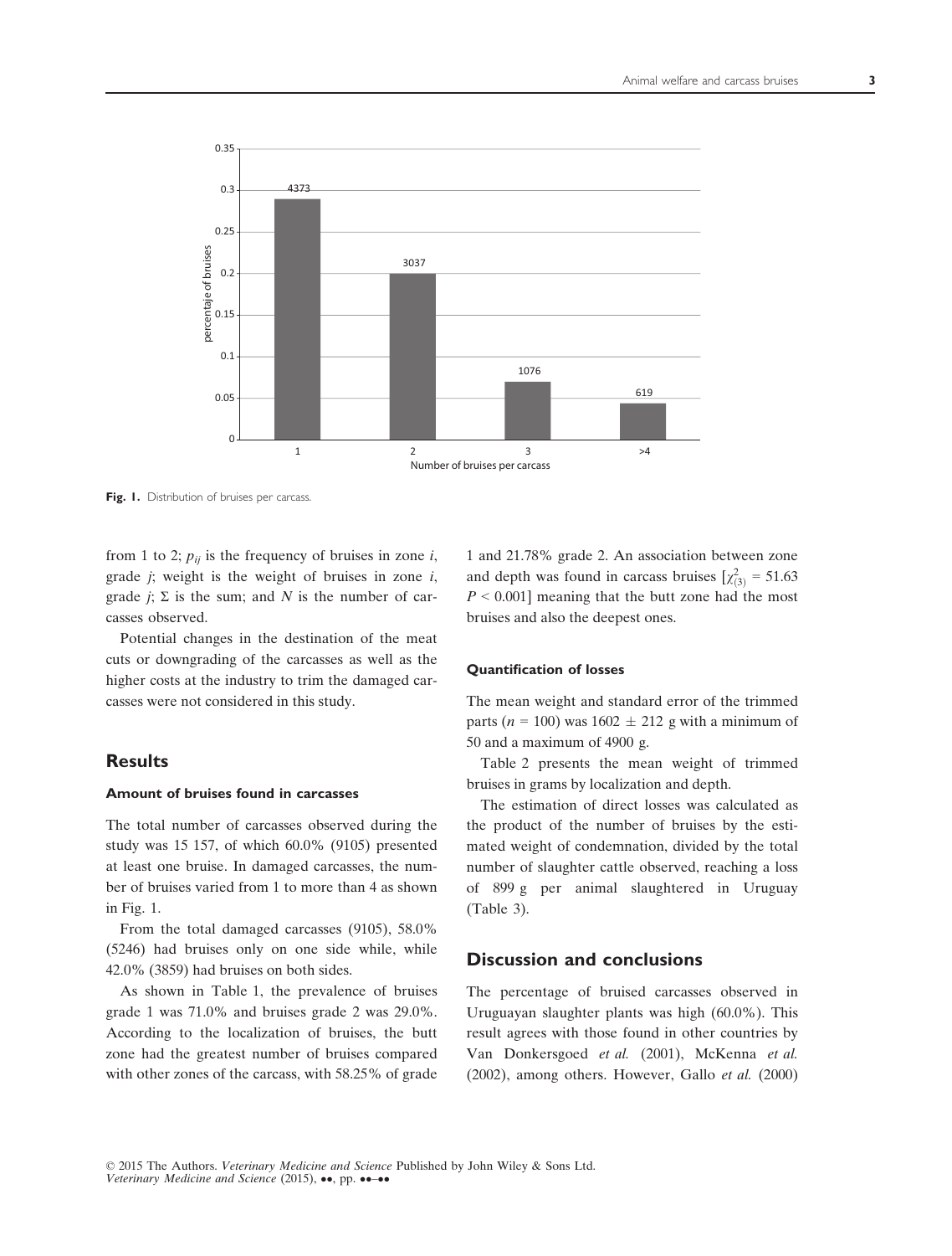Fig. 1. Distribution of bruises per carcass.

from 1 to 2; $p_{ij}$ is the frequency of bruises in zone $i$, grade $j$; weight is the weight of bruises in zone $i$, grade $j$; $\Sigma$ is the sum; and $N$ is the number of carcasses observed.

Potential changes in the destination of the meat cuts or downgrading of the carcasses as well as the higher costs at the industry to trim the damaged carcasses were not considered in this study.

## Results

### Amount of bruises found in carcasses

The total number of carcasses observed during the study was 15 157, of which 60.0% (9105) presented at least one bruise. In damaged carcasses, the number of bruises varied from 1 to more than 4 as shown in Fig. 1.

From the total damaged carcasses (9105), 58.0% (5246) had bruises only on one side while, while 42.0% (3859) had bruises on both sides.

As shown in Table 1, the prevalence of bruises grade 1 was 71.0% and bruises grade 2 was 29.0%. According to the localization of bruises, the butt zone had the greatest number of bruises compared with other zones of the carcass, with 58.25% of grade 1 and 21.78% grade 2. An association between zone and depth was found in carcass bruises [$\chi^2_{(3)} = 51.63$ $P < 0.001$] meaning that the butt zone had the most bruises and also the deepest ones.

### Quantification of losses

The mean weight and standard error of the trimmed parts ($n = 100$) was $1602 \pm 212$ g with a minimum of 50 and a maximum of 4900 g.

Table 2 presents the mean weight of trimmed bruises in grams by localization and depth.

The estimation of direct losses was calculated as the product of the number of bruises by the estimated weight of condemnation, divided by the total number of slaughter cattle observed, reaching a loss of 899 g per animal slaughtered in Uruguay (Table 3).

## Discussion and conclusions

The percentage of bruised carcasses observed in Uruguayan slaughter plants was high (60.0%). This result agrees with those found in other countries by Van Donkersgoed *et al.* (2001), McKenna *et al.* (2002), among others. However, Gallo *et al.* (2000)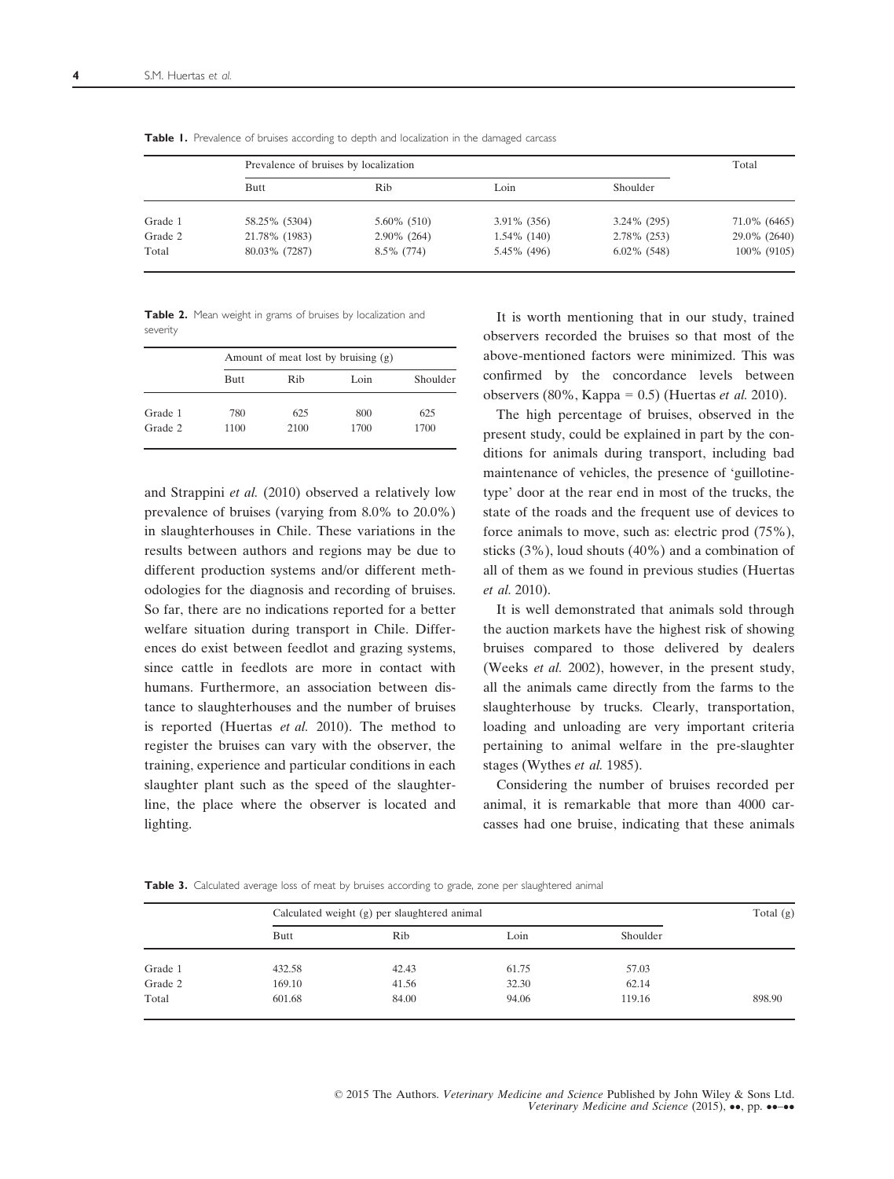**Table 1.** Prevalence of bruises according to depth and localization in the damaged carcass

| | Prevalence of bruises by localization | | | | Total |
|---|---|---|---|---|---|
| | Butt | Rib | Loin | Shoulder | |
| Grade 1 | 58.25% (5304) | 5.60% (510) | 3.91% (356) | 3.24% (295) | 71.0% (6465) |
| Grade 2 | 21.78% (1983) | 2.90% (264) | 1.54% (140) | 2.78% (253) | 29.0% (2640) |
| Total | 80.03% (7287) | 8.5% (774) | 5.45% (496) | 6.02% (548) | 100% (9105) |

**Table 2.** Mean weight in grams of bruises by localization and severity

| | Amount of meat lost by bruising (g) | | | |
|---|---|---|---|---|
| | Butt | Rib | Loin | Shoulder |
| Grade 1 | 780 | 625 | 800 | 625 |
| Grade 2 | 1100 | 2100 | 1700 | 1700 |

and Strappini *et al.* (2010) observed a relatively low prevalence of bruises (varying from 8.0% to 20.0%) in slaughterhouses in Chile. These variations in the results between authors and regions may be due to different production systems and/or different methodologies for the diagnosis and recording of bruises. So far, there are no indications reported for a better welfare situation during transport in Chile. Differences do exist between feedlot and grazing systems, since cattle in feedlots are more in contact with humans. Furthermore, an association between distance to slaughterhouses and the number of bruises is reported (Huertas *et al.* 2010). The method to register the bruises can vary with the observer, the training, experience and particular conditions in each slaughter plant such as the speed of the slaughter-line, the place where the observer is located and lighting.

It is worth mentioning that in our study, trained observers recorded the bruises so that most of the above-mentioned factors were minimized. This was confirmed by the concordance levels between observers (80%, Kappa = 0.5) (Huertas *et al.* 2010).

The high percentage of bruises, observed in the present study, could be explained in part by the conditions for animals during transport, including bad maintenance of vehicles, the presence of 'guillotine-type' door at the rear end in most of the trucks, the state of the roads and the frequent use of devices to force animals to move, such as: electric prod (75%), sticks (3%), loud shouts (40%) and a combination of all of them as we found in previous studies (Huertas *et al.* 2010).

It is well demonstrated that animals sold through the auction markets have the highest risk of showing bruises compared to those delivered by dealers (Weeks *et al.* 2002), however, in the present study, all the animals came directly from the farms to the slaughterhouse by trucks. Clearly, transportation, loading and unloading are very important criteria pertaining to animal welfare in the pre-slaughter stages (Wythes *et al.* 1985).

Considering the number of bruises recorded per animal, it is remarkable that more than 4000 carcasses had one bruise, indicating that these animals

**Table 3.** Calculated average loss of meat by bruises according to grade, zone per slaughtered animal

| | Calculated weight (g) per slaughtered animal | | | | Total (g) |
|---|---|---|---|---|---|
| | Butt | Rib | Loin | Shoulder | |
| Grade 1 | 432.58 | 42.43 | 61.75 | 57.03 | |
| Grade 2 | 169.10 | 41.56 | 32.30 | 62.14 | |
| Total | 601.68 | 84.00 | 94.06 | 119.16 | 898.90 |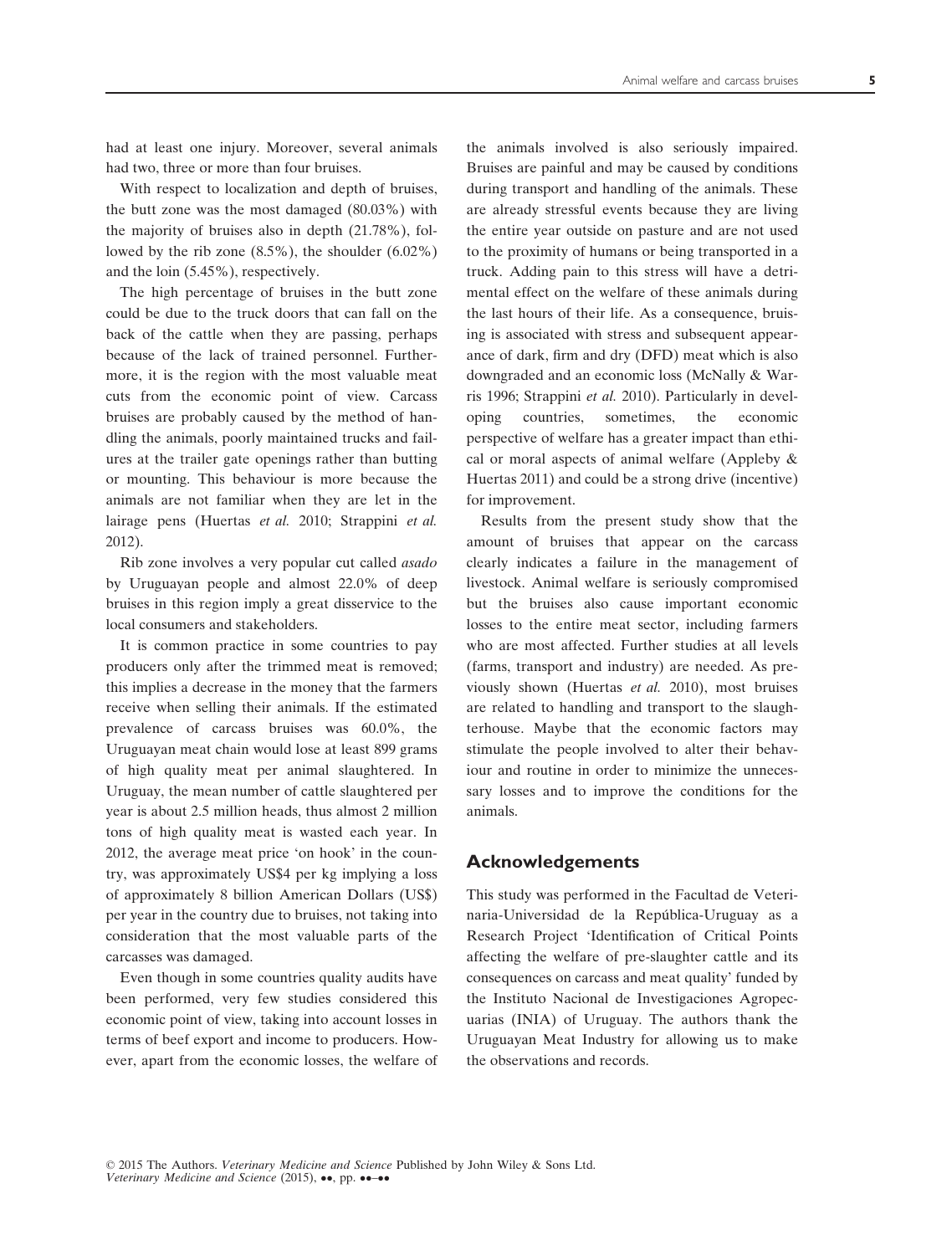had at least one injury. Moreover, several animals had two, three or more than four bruises.

With respect to localization and depth of bruises, the butt zone was the most damaged (80.03%) with the majority of bruises also in depth (21.78%), followed by the rib zone (8.5%), the shoulder (6.02%) and the loin (5.45%), respectively.

The high percentage of bruises in the butt zone could be due to the truck doors that can fall on the back of the cattle when they are passing, perhaps because of the lack of trained personnel. Furthermore, it is the region with the most valuable meat cuts from the economic point of view. Carcass bruises are probably caused by the method of handling the animals, poorly maintained trucks and failures at the trailer gate openings rather than butting or mounting. This behaviour is more because the animals are not familiar when they are let in the lairage pens (Huertas *et al.* 2010; Strappini *et al.* 2012).

Rib zone involves a very popular cut called *asado* by Uruguayan people and almost 22.0% of deep bruises in this region imply a great disservice to the local consumers and stakeholders.

It is common practice in some countries to pay producers only after the trimmed meat is removed; this implies a decrease in the money that the farmers receive when selling their animals. If the estimated prevalence of carcass bruises was 60.0%, the Uruguayan meat chain would lose at least 899 grams of high quality meat per animal slaughtered. In Uruguay, the mean number of cattle slaughtered per year is about 2.5 million heads, thus almost 2 million tons of high quality meat is wasted each year. In 2012, the average meat price 'on hook' in the country, was approximately US$4 per kg implying a loss of approximately 8 billion American Dollars (US$) per year in the country due to bruises, not taking into consideration that the most valuable parts of the carcasses was damaged.

Even though in some countries quality audits have been performed, very few studies considered this economic point of view, taking into account losses in terms of beef export and income to producers. However, apart from the economic losses, the welfare of the animals involved is also seriously impaired. Bruises are painful and may be caused by conditions during transport and handling of the animals. These are already stressful events because they are living the entire year outside on pasture and are not used to the proximity of humans or being transported in a truck. Adding pain to this stress will have a detrimental effect on the welfare of these animals during the last hours of their life. As a consequence, bruising is associated with stress and subsequent appearance of dark, firm and dry (DFD) meat which is also downgraded and an economic loss (McNally & Warris 1996; Strappini *et al.* 2010). Particularly in developing countries, sometimes, the economic perspective of welfare has a greater impact than ethical or moral aspects of animal welfare (Appleby & Huertas 2011) and could be a strong drive (incentive) for improvement.

Results from the present study show that the amount of bruises that appear on the carcass clearly indicates a failure in the management of livestock. Animal welfare is seriously compromised but the bruises also cause important economic losses to the entire meat sector, including farmers who are most affected. Further studies at all levels (farms, transport and industry) are needed. As previously shown (Huertas *et al.* 2010), most bruises are related to handling and transport to the slaughterhouse. Maybe that the economic factors may stimulate the people involved to alter their behaviour and routine in order to minimize the unnecessary losses and to improve the conditions for the animals.

## Acknowledgements

This study was performed in the Facultad de Veterinaria-Universidad de la República-Uruguay as a Research Project 'Identification of Critical Points affecting the welfare of pre-slaughter cattle and its consequences on carcass and meat quality' funded by the Instituto Nacional de Investigaciones Agropecuarias (INIA) of Uruguay. The authors thank the Uruguayan Meat Industry for allowing us to make the observations and records.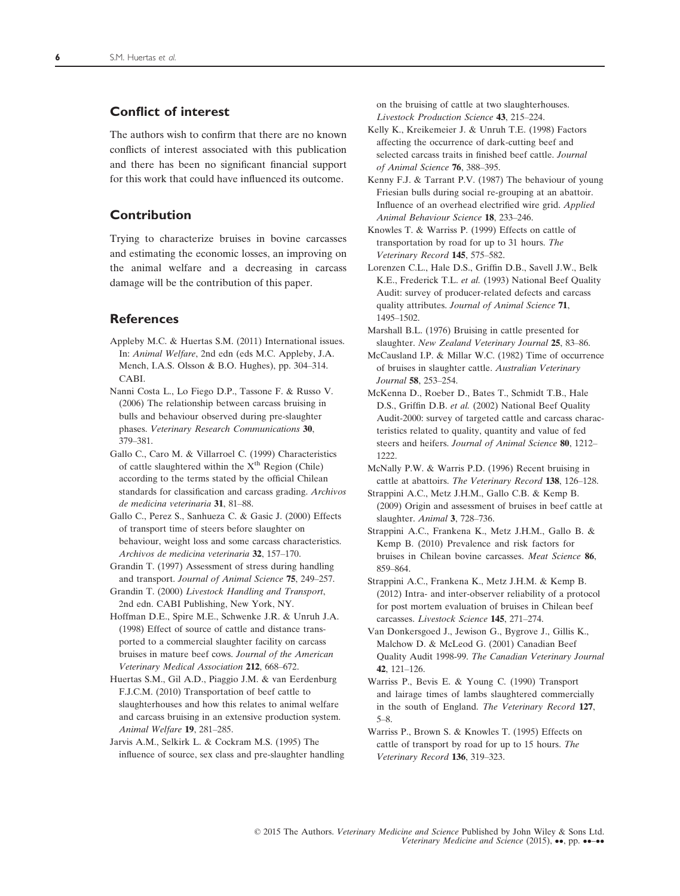## Conflict of interest

The authors wish to confirm that there are no known conflicts of interest associated with this publication and there has been no significant financial support for this work that could have influenced its outcome.

## Contribution

Trying to characterize bruises in bovine carcasses and estimating the economic losses, an improving on the animal welfare and a decreasing in carcass damage will be the contribution of this paper.

## References

Appleby M.C. & Huertas S.M. (2011) International issues. In: *Animal Welfare*, 2nd edn (eds M.C. Appleby, J.A. Mench, I.A.S. Olsson & B.O. Hughes), pp. 304–314. CABI.

Nanni Costa L., Lo Fiego D.P., Tassone F. & Russo V. (2006) The relationship between carcass bruising in bulls and behaviour observed during pre-slaughter phases. *Veterinary Research Communications* **30**, 379–381.

Gallo C., Caro M. & Villarroel C. (1999) Characteristics of cattle slaughtered within the X[th] Region (Chile) according to the terms stated by the official Chilean standards for classification and carcass grading. *Archivos de medicina veterinaria* **31**, 81–88.

Gallo C., Perez S., Sanhueza C. & Gasic J. (2000) Effects of transport time of steers before slaughter on behaviour, weight loss and some carcass characteristics. *Archivos de medicina veterinaria* **32**, 157–170.

Grandin T. (1997) Assessment of stress during handling and transport. *Journal of Animal Science* **75**, 249–257.

Grandin T. (2000) *Livestock Handling and Transport*, 2nd edn. CABI Publishing, New York, NY.

Hoffman D.E., Spire M.E., Schwenke J.R. & Unruh J.A. (1998) Effect of source of cattle and distance transported to a commercial slaughter facility on carcass bruises in mature beef cows. *Journal of the American Veterinary Medical Association* **212**, 668–672.

Huertas S.M., Gil A.D., Piaggio J.M. & van Eerdenburg F.J.C.M. (2010) Transportation of beef cattle to slaughterhouses and how this relates to animal welfare and carcass bruising in an extensive production system. *Animal Welfare* **19**, 281–285.

Jarvis A.M., Selkirk L. & Cockram M.S. (1995) The influence of source, sex class and pre-slaughter handling on the bruising of cattle at two slaughterhouses. *Livestock Production Science* **43**, 215–224.

Kelly K., Kreikemeier J. & Unruh T.E. (1998) Factors affecting the occurrence of dark-cutting beef and selected carcass traits in finished beef cattle. *Journal of Animal Science* **76**, 388–395.

Kenny F.J. & Tarrant P.V. (1987) The behaviour of young Friesian bulls during social re-grouping at an abattoir. Influence of an overhead electrified wire grid. *Applied Animal Behaviour Science* **18**, 233–246.

Knowles T. & Warriss P. (1999) Effects on cattle of transportation by road for up to 31 hours. *The Veterinary Record* **145**, 575–582.

Lorenzen C.L., Hale D.S., Griffin D.B., Savell J.W., Belk K.E., Frederick T.L. *et al.* (1993) National Beef Quality Audit: survey of producer-related defects and carcass quality attributes. *Journal of Animal Science* **71**, 1495–1502.

Marshall B.L. (1976) Bruising in cattle presented for slaughter. *New Zealand Veterinary Journal* **25**, 83–86.

McCausland I.P. & Millar W.C. (1982) Time of occurrence of bruises in slaughter cattle. *Australian Veterinary Journal* **58**, 253–254.

McKenna D., Roeber D., Bates T., Schmidt T.B., Hale D.S., Griffin D.B. *et al.* (2002) National Beef Quality Audit-2000: survey of targeted cattle and carcass characteristics related to quality, quantity and value of fed steers and heifers. *Journal of Animal Science* **80**, 1212–1222.

McNally P.W. & Warris P.D. (1996) Recent bruising in cattle at abattoirs. *The Veterinary Record* **138**, 126–128.

Strappini A.C., Metz J.H.M., Gallo C.B. & Kemp B. (2009) Origin and assessment of bruises in beef cattle at slaughter. *Animal* **3**, 728–736.

Strappini A.C., Frankena K., Metz J.H.M., Gallo B. & Kemp B. (2010) Prevalence and risk factors for bruises in Chilean bovine carcasses. *Meat Science* **86**, 859–864.

Strappini A.C., Frankena K., Metz J.H.M. & Kemp B. (2012) Intra- and inter-observer reliability of a protocol for post mortem evaluation of bruises in Chilean beef carcasses. *Livestock Science* **145**, 271–274.

Van Donkersgoed J., Jewison G., Bygrove J., Gillis K., Malchow D. & McLeod G. (2001) Canadian Beef Quality Audit 1998-99. *The Canadian Veterinary Journal* **42**, 121–126.

Warriss P., Bevis E. & Young C. (1990) Transport and lairage times of lambs slaughtered commercially in the south of England. *The Veterinary Record* **127**, 5–8.

Warriss P., Brown S. & Knowles T. (1995) Effects on cattle of transport by road for up to 15 hours. *The Veterinary Record* **136**, 319–323.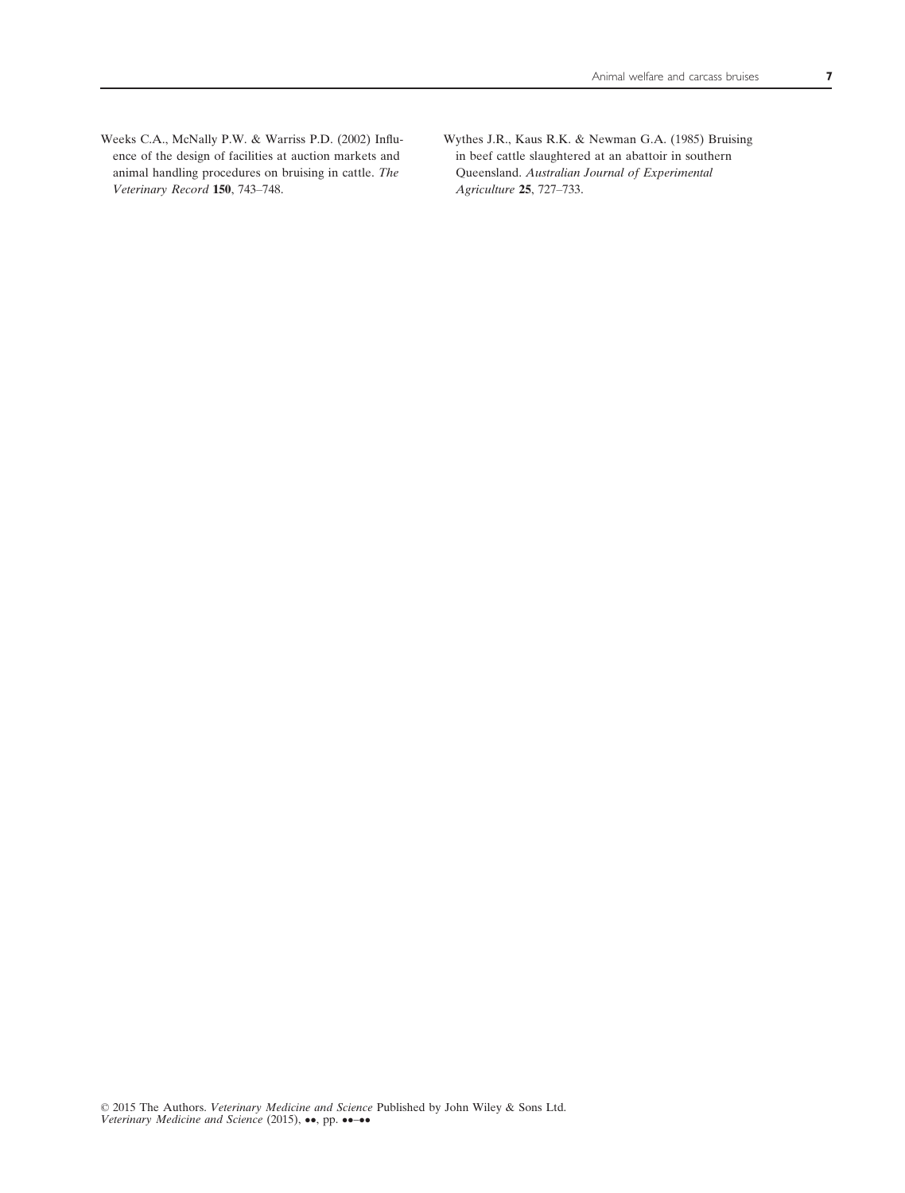Weeks C.A., McNally P.W. & Warriss P.D. (2002) Influence of the design of facilities at auction markets and animal handling procedures on bruising in cattle. *The Veterinary Record* **150**, 743–748.

Wythes J.R., Kaus R.K. & Newman G.A. (1985) Bruising in beef cattle slaughtered at an abattoir in southern Queensland. *Australian Journal of Experimental Agriculture* **25**, 727–733.